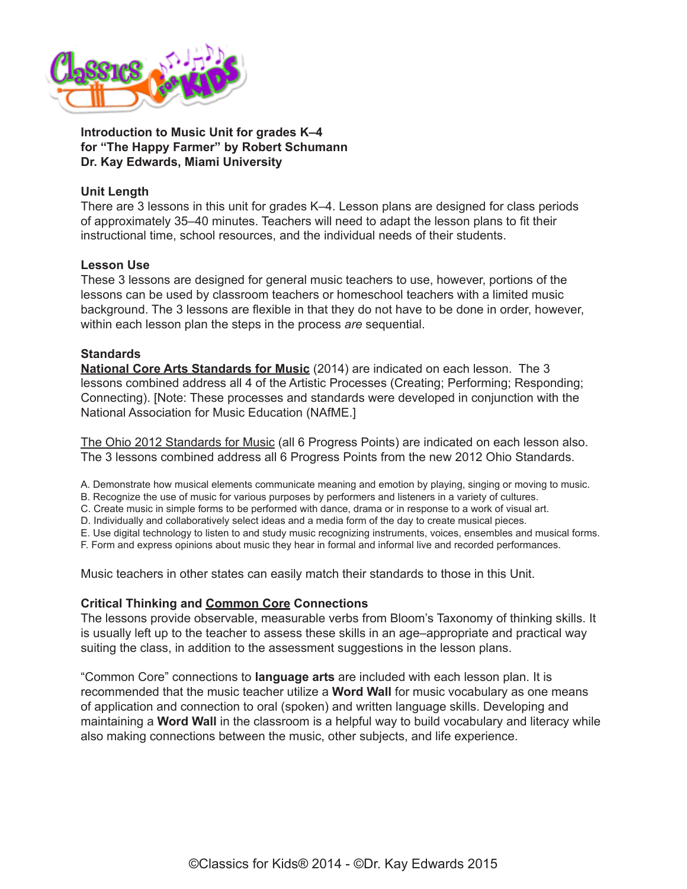**Introduction to Music Unit for grades K–4**
**for "The Happy Farmer" by Robert Schumann**
**Dr. Kay Edwards, Miami University**

**Unit Length**

There are 3 lessons in this unit for grades K–4. Lesson plans are designed for class periods of approximately 35–40 minutes. Teachers will need to adapt the lesson plans to fit their instructional time, school resources, and the individual needs of their students.

**Lesson Use**

These 3 lessons are designed for general music teachers to use, however, portions of the lessons can be used by classroom teachers or homeschool teachers with a limited music background. The 3 lessons are flexible in that they do not have to be done in order, however, within each lesson plan the steps in the process *are* sequential.

**Standards**

**National Core Arts Standards for Music** (2014) are indicated on each lesson. The 3 lessons combined address all 4 of the Artistic Processes (Creating; Performing; Responding; Connecting). [Note: These processes and standards were developed in conjunction with the National Association for Music Education (NAfME.]

The Ohio 2012 Standards for Music (all 6 Progress Points) are indicated on each lesson also. The 3 lessons combined address all 6 Progress Points from the new 2012 Ohio Standards.

A. Demonstrate how musical elements communicate meaning and emotion by playing, singing or moving to music.
B. Recognize the use of music for various purposes by performers and listeners in a variety of cultures.
C. Create music in simple forms to be performed with dance, drama or in response to a work of visual art.
D. Individually and collaboratively select ideas and a media form of the day to create musical pieces.
E. Use digital technology to listen to and study music recognizing instruments, voices, ensembles and musical forms.
F. Form and express opinions about music they hear in formal and informal live and recorded performances.

Music teachers in other states can easily match their standards to those in this Unit.

**Critical Thinking and Common Core Connections**

The lessons provide observable, measurable verbs from Bloom's Taxonomy of thinking skills. It is usually left up to the teacher to assess these skills in an age–appropriate and practical way suiting the class, in addition to the assessment suggestions in the lesson plans.

"Common Core" connections to **language arts** are included with each lesson plan. It is recommended that the music teacher utilize a **Word Wall** for music vocabulary as one means of application and connection to oral (spoken) and written language skills. Developing and maintaining a **Word Wall** in the classroom is a helpful way to build vocabulary and literacy while also making connections between the music, other subjects, and life experience.

©Classics for Kids® 2014 - ©Dr. Kay Edwards 2015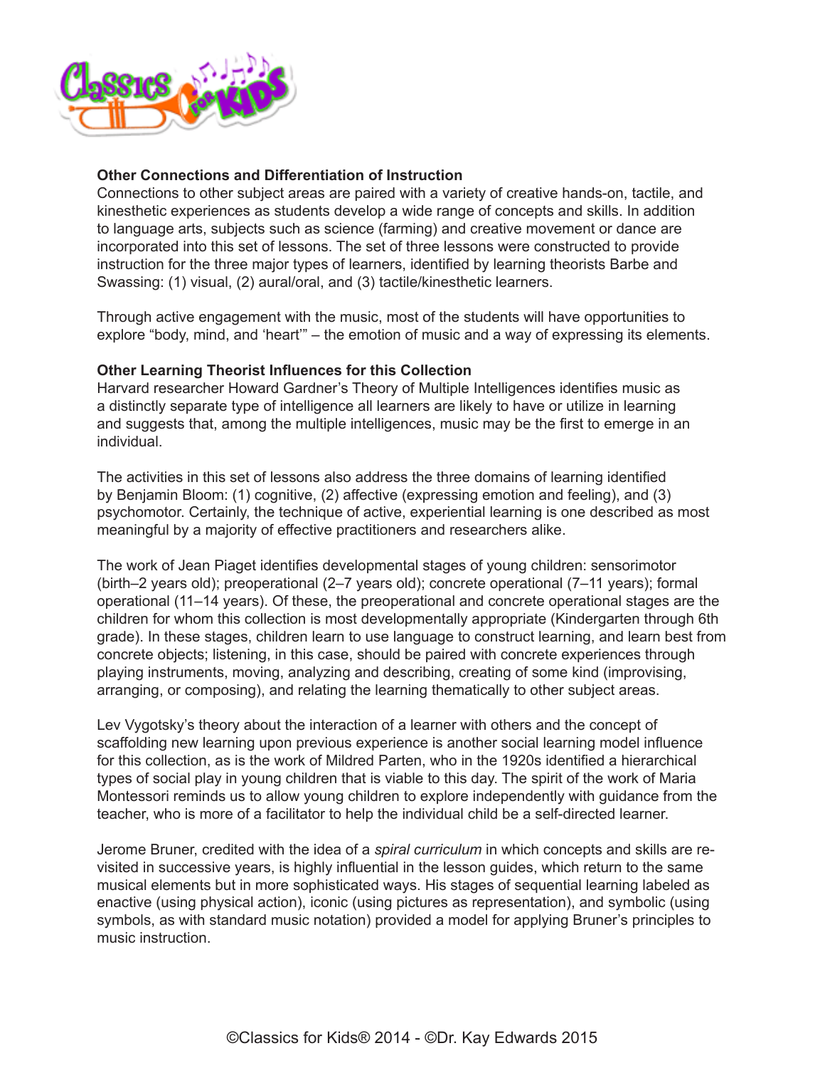**Other Connections and Differentiation of Instruction**

Connections to other subject areas are paired with a variety of creative hands-on, tactile, and kinesthetic experiences as students develop a wide range of concepts and skills. In addition to language arts, subjects such as science (farming) and creative movement or dance are incorporated into this set of lessons. The set of three lessons were constructed to provide instruction for the three major types of learners, identified by learning theorists Barbe and Swassing: (1) visual, (2) aural/oral, and (3) tactile/kinesthetic learners.

Through active engagement with the music, most of the students will have opportunities to explore "body, mind, and 'heart'" – the emotion of music and a way of expressing its elements.

**Other Learning Theorist Influences for this Collection**

Harvard researcher Howard Gardner's Theory of Multiple Intelligences identifies music as a distinctly separate type of intelligence all learners are likely to have or utilize in learning and suggests that, among the multiple intelligences, music may be the first to emerge in an individual.

The activities in this set of lessons also address the three domains of learning identified by Benjamin Bloom: (1) cognitive, (2) affective (expressing emotion and feeling), and (3) psychomotor. Certainly, the technique of active, experiential learning is one described as most meaningful by a majority of effective practitioners and researchers alike.

The work of Jean Piaget identifies developmental stages of young children: sensorimotor (birth–2 years old); preoperational (2–7 years old); concrete operational (7–11 years); formal operational (11–14 years). Of these, the preoperational and concrete operational stages are the children for whom this collection is most developmentally appropriate (Kindergarten through 6th grade). In these stages, children learn to use language to construct learning, and learn best from concrete objects; listening, in this case, should be paired with concrete experiences through playing instruments, moving, analyzing and describing, creating of some kind (improvising, arranging, or composing), and relating the learning thematically to other subject areas.

Lev Vygotsky's theory about the interaction of a learner with others and the concept of scaffolding new learning upon previous experience is another social learning model influence for this collection, as is the work of Mildred Parten, who in the 1920s identified a hierarchical types of social play in young children that is viable to this day. The spirit of the work of Maria Montessori reminds us to allow young children to explore independently with guidance from the teacher, who is more of a facilitator to help the individual child be a self-directed learner.

Jerome Bruner, credited with the idea of a *spiral curriculum* in which concepts and skills are re-visited in successive years, is highly influential in the lesson guides, which return to the same musical elements but in more sophisticated ways. His stages of sequential learning labeled as enactive (using physical action), iconic (using pictures as representation), and symbolic (using symbols, as with standard music notation) provided a model for applying Bruner's principles to music instruction.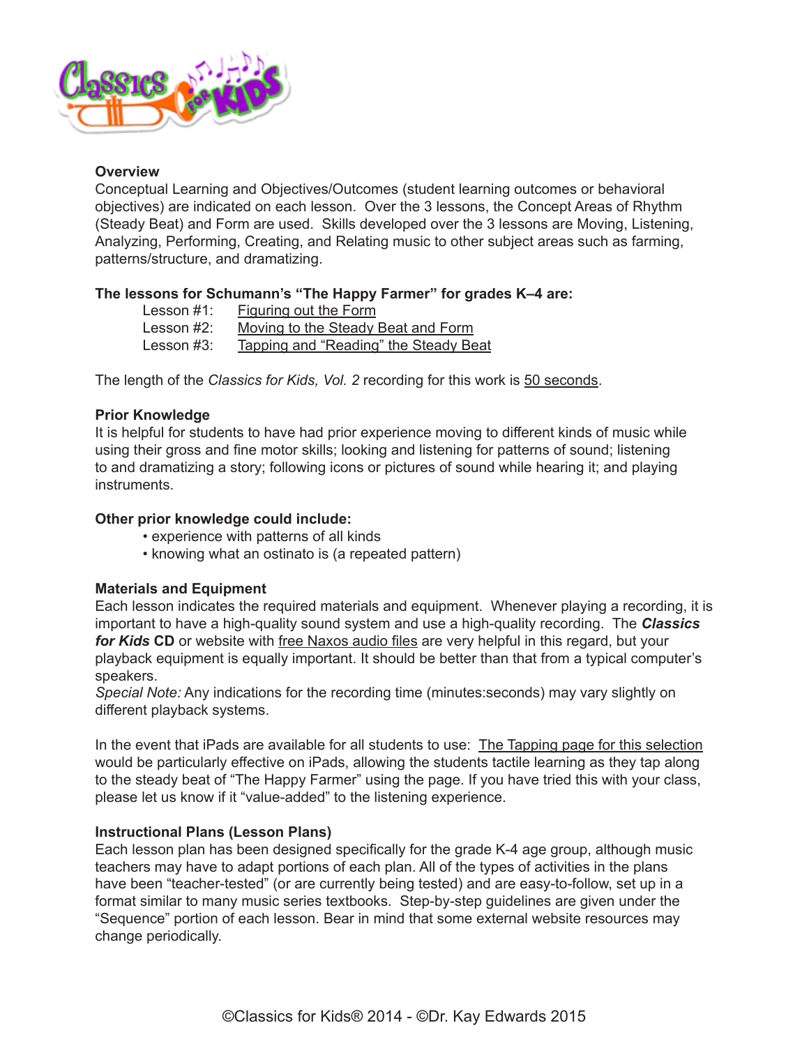**Overview**

Conceptual Learning and Objectives/Outcomes (student learning outcomes or behavioral objectives) are indicated on each lesson. Over the 3 lessons, the Concept Areas of Rhythm (Steady Beat) and Form are used. Skills developed over the 3 lessons are Moving, Listening, Analyzing, Performing, Creating, and Relating music to other subject areas such as farming, patterns/structure, and dramatizing.

**The lessons for Schumann's "The Happy Farmer" for grades K–4 are:**

Lesson #1: Figuring out the Form
Lesson #2: Moving to the Steady Beat and Form
Lesson #3: Tapping and "Reading" the Steady Beat

The length of the *Classics for Kids, Vol. 2* recording for this work is 50 seconds.

**Prior Knowledge**

It is helpful for students to have had prior experience moving to different kinds of music while using their gross and fine motor skills; looking and listening for patterns of sound; listening to and dramatizing a story; following icons or pictures of sound while hearing it; and playing instruments.

**Other prior knowledge could include:**

- experience with patterns of all kinds
- knowing what an ostinato is (a repeated pattern)

**Materials and Equipment**

Each lesson indicates the required materials and equipment. Whenever playing a recording, it is important to have a high-quality sound system and use a high-quality recording. The ***Classics for Kids*** **CD** or website with free Naxos audio files are very helpful in this regard, but your playback equipment is equally important. It should be better than that from a typical computer's speakers.

*Special Note:* Any indications for the recording time (minutes:seconds) may vary slightly on different playback systems.

In the event that iPads are available for all students to use: The Tapping page for this selection would be particularly effective on iPads, allowing the students tactile learning as they tap along to the steady beat of "The Happy Farmer" using the page. If you have tried this with your class, please let us know if it "value-added" to the listening experience.

**Instructional Plans (Lesson Plans)**

Each lesson plan has been designed specifically for the grade K-4 age group, although music teachers may have to adapt portions of each plan. All of the types of activities in the plans have been "teacher-tested" (or are currently being tested) and are easy-to-follow, set up in a format similar to many music series textbooks. Step-by-step guidelines are given under the "Sequence" portion of each lesson. Bear in mind that some external website resources may change periodically.

©Classics for Kids® 2014 - ©Dr. Kay Edwards 2015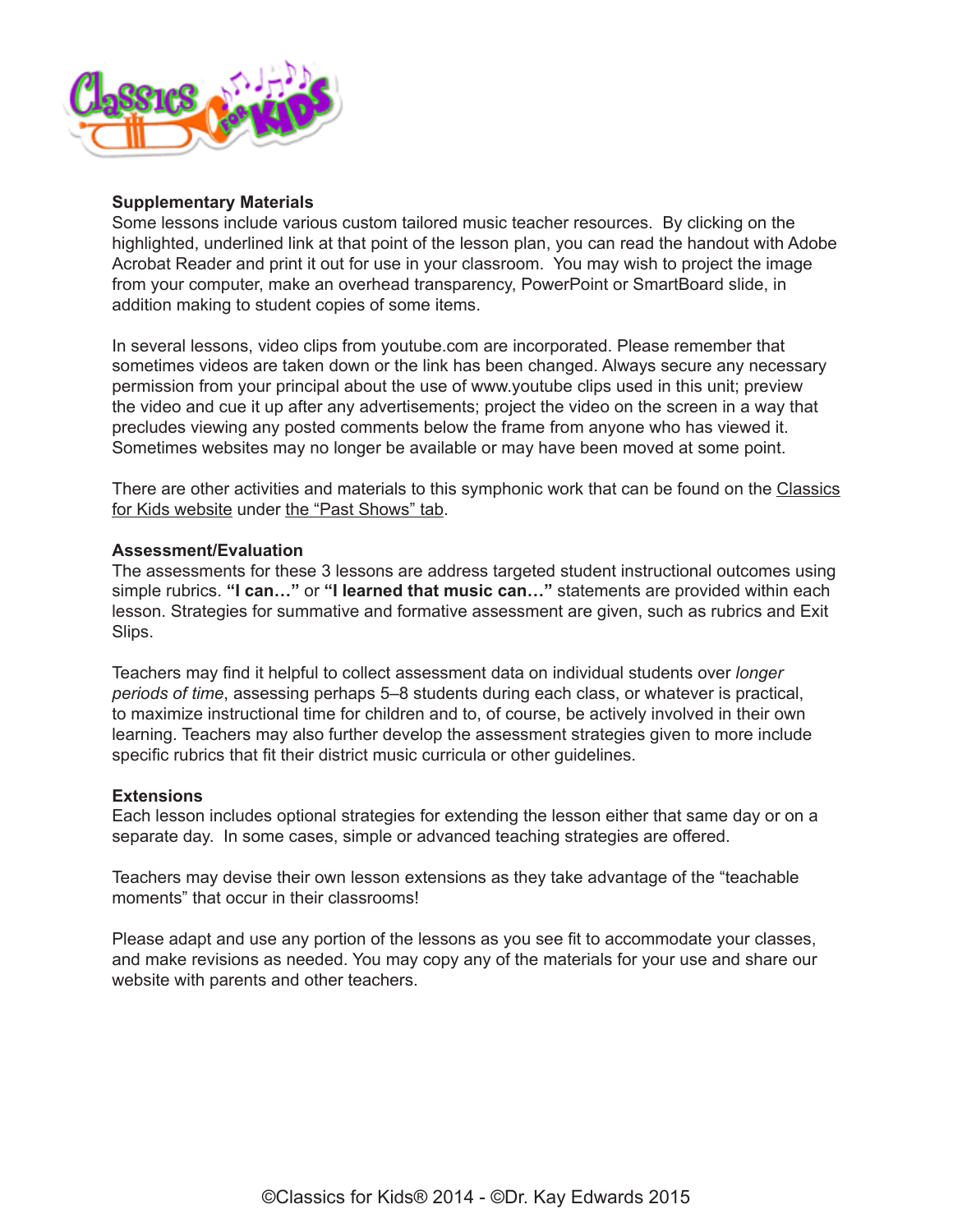**Supplementary Materials**
Some lessons include various custom tailored music teacher resources. By clicking on the highlighted, underlined link at that point of the lesson plan, you can read the handout with Adobe Acrobat Reader and print it out for use in your classroom. You may wish to project the image from your computer, make an overhead transparency, PowerPoint or SmartBoard slide, in addition making to student copies of some items.

In several lessons, video clips from youtube.com are incorporated. Please remember that sometimes videos are taken down or the link has been changed. Always secure any necessary permission from your principal about the use of www.youtube clips used in this unit; preview the video and cue it up after any advertisements; project the video on the screen in a way that precludes viewing any posted comments below the frame from anyone who has viewed it. Sometimes websites may no longer be available or may have been moved at some point.

There are other activities and materials to this symphonic work that can be found on the Classics for Kids website under the "Past Shows" tab.

**Assessment/Evaluation**
The assessments for these 3 lessons are address targeted student instructional outcomes using simple rubrics. **"I can…"** or **"I learned that music can…"** statements are provided within each lesson. Strategies for summative and formative assessment are given, such as rubrics and Exit Slips.

Teachers may find it helpful to collect assessment data on individual students over *longer periods of time*, assessing perhaps 5–8 students during each class, or whatever is practical, to maximize instructional time for children and to, of course, be actively involved in their own learning. Teachers may also further develop the assessment strategies given to more include specific rubrics that fit their district music curricula or other guidelines.

**Extensions**
Each lesson includes optional strategies for extending the lesson either that same day or on a separate day. In some cases, simple or advanced teaching strategies are offered.

Teachers may devise their own lesson extensions as they take advantage of the "teachable moments" that occur in their classrooms!

Please adapt and use any portion of the lessons as you see fit to accommodate your classes, and make revisions as needed. You may copy any of the materials for your use and share our website with parents and other teachers.